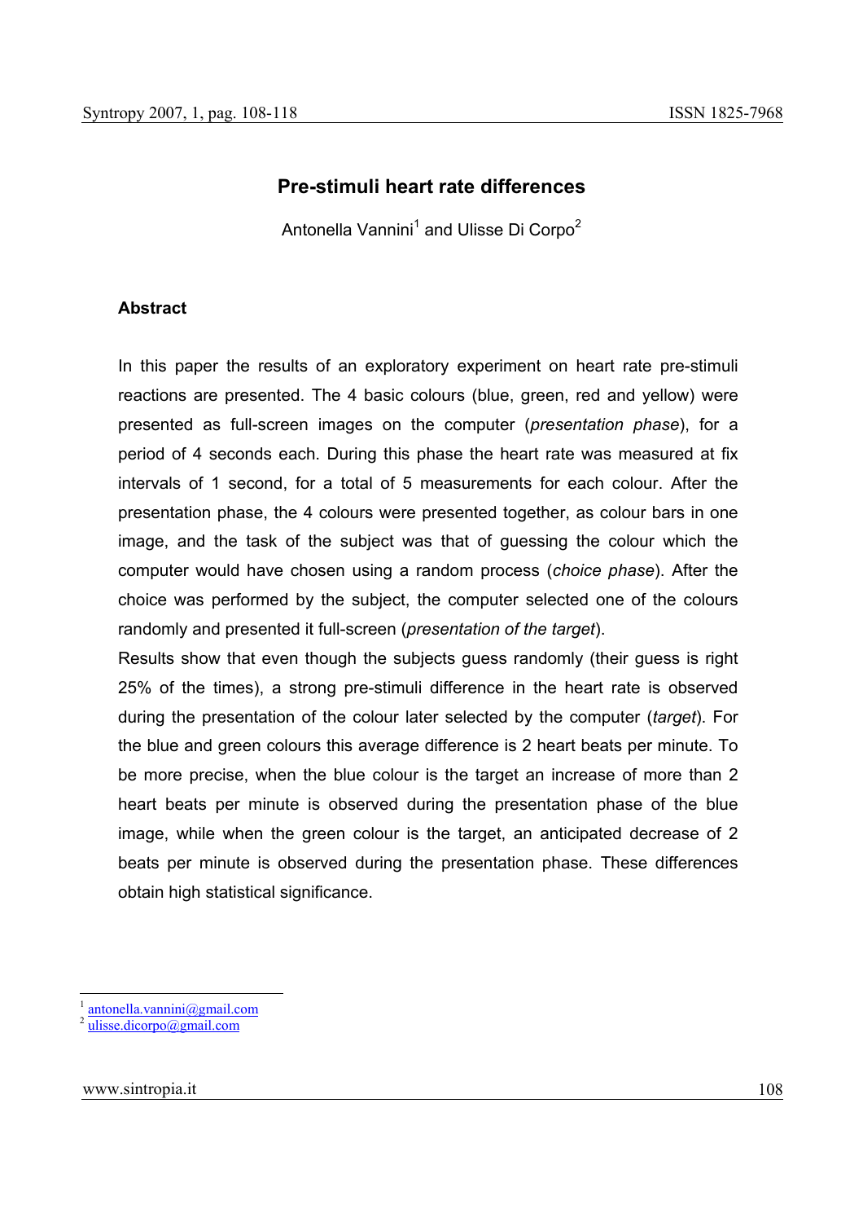# Pre-stimuli heart rate differences

Antonella Vannini[1] and Ulisse Di Corpo[2]

### Abstract

In this paper the results of an exploratory experiment on heart rate pre-stimuli reactions are presented. The 4 basic colours (blue, green, red and yellow) were presented as full-screen images on the computer (*presentation phase*), for a period of 4 seconds each. During this phase the heart rate was measured at fix intervals of 1 second, for a total of 5 measurements for each colour. After the presentation phase, the 4 colours were presented together, as colour bars in one image, and the task of the subject was that of guessing the colour which the computer would have chosen using a random process (*choice phase*). After the choice was performed by the subject, the computer selected one of the colours randomly and presented it full-screen (*presentation of the target*).

Results show that even though the subjects guess randomly (their guess is right 25% of the times), a strong pre-stimuli difference in the heart rate is observed during the presentation of the colour later selected by the computer (*target*). For the blue and green colours this average difference is 2 heart beats per minute. To be more precise, when the blue colour is the target an increase of more than 2 heart beats per minute is observed during the presentation phase of the blue image, while when the green colour is the target, an anticipated decrease of 2 beats per minute is observed during the presentation phase. These differences obtain high statistical significance.

[1] antonella.vannini@gmail.com
[2] ulisse.dicorpo@gmail.com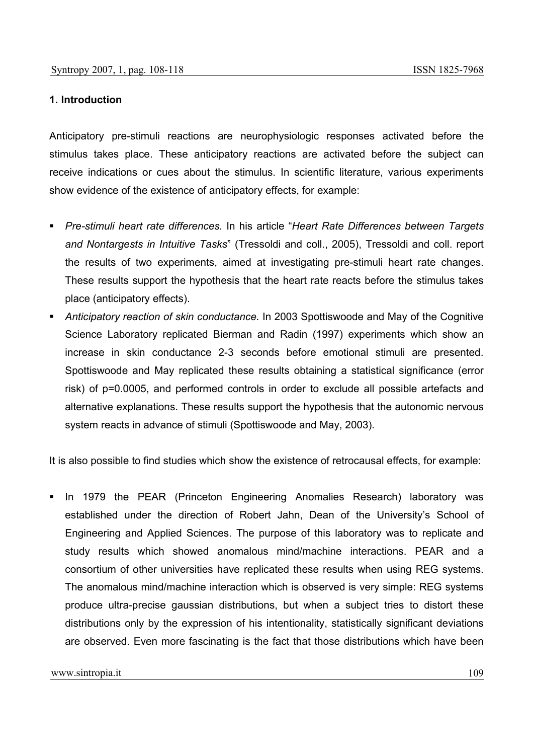### 1. Introduction

Anticipatory pre-stimuli reactions are neurophysiologic responses activated before the stimulus takes place. These anticipatory reactions are activated before the subject can receive indications or cues about the stimulus. In scientific literature, various experiments show evidence of the existence of anticipatory effects, for example:

- *Pre-stimuli heart rate differences.* In his article "*Heart Rate Differences between Targets and Nontargests in Intuitive Tasks*" (Tressoldi and coll., 2005), Tressoldi and coll. report the results of two experiments, aimed at investigating pre-stimuli heart rate changes. These results support the hypothesis that the heart rate reacts before the stimulus takes place (anticipatory effects).
- *Anticipatory reaction of skin conductance.* In 2003 Spottiswoode and May of the Cognitive Science Laboratory replicated Bierman and Radin (1997) experiments which show an increase in skin conductance 2-3 seconds before emotional stimuli are presented. Spottiswoode and May replicated these results obtaining a statistical significance (error risk) of p=0.0005, and performed controls in order to exclude all possible artefacts and alternative explanations. These results support the hypothesis that the autonomic nervous system reacts in advance of stimuli (Spottiswoode and May, 2003).

It is also possible to find studies which show the existence of retrocausal effects, for example:

- In 1979 the PEAR (Princeton Engineering Anomalies Research) laboratory was established under the direction of Robert Jahn, Dean of the University's School of Engineering and Applied Sciences. The purpose of this laboratory was to replicate and study results which showed anomalous mind/machine interactions. PEAR and a consortium of other universities have replicated these results when using REG systems. The anomalous mind/machine interaction which is observed is very simple: REG systems produce ultra-precise gaussian distributions, but when a subject tries to distort these distributions only by the expression of his intentionality, statistically significant deviations are observed. Even more fascinating is the fact that those distributions which have been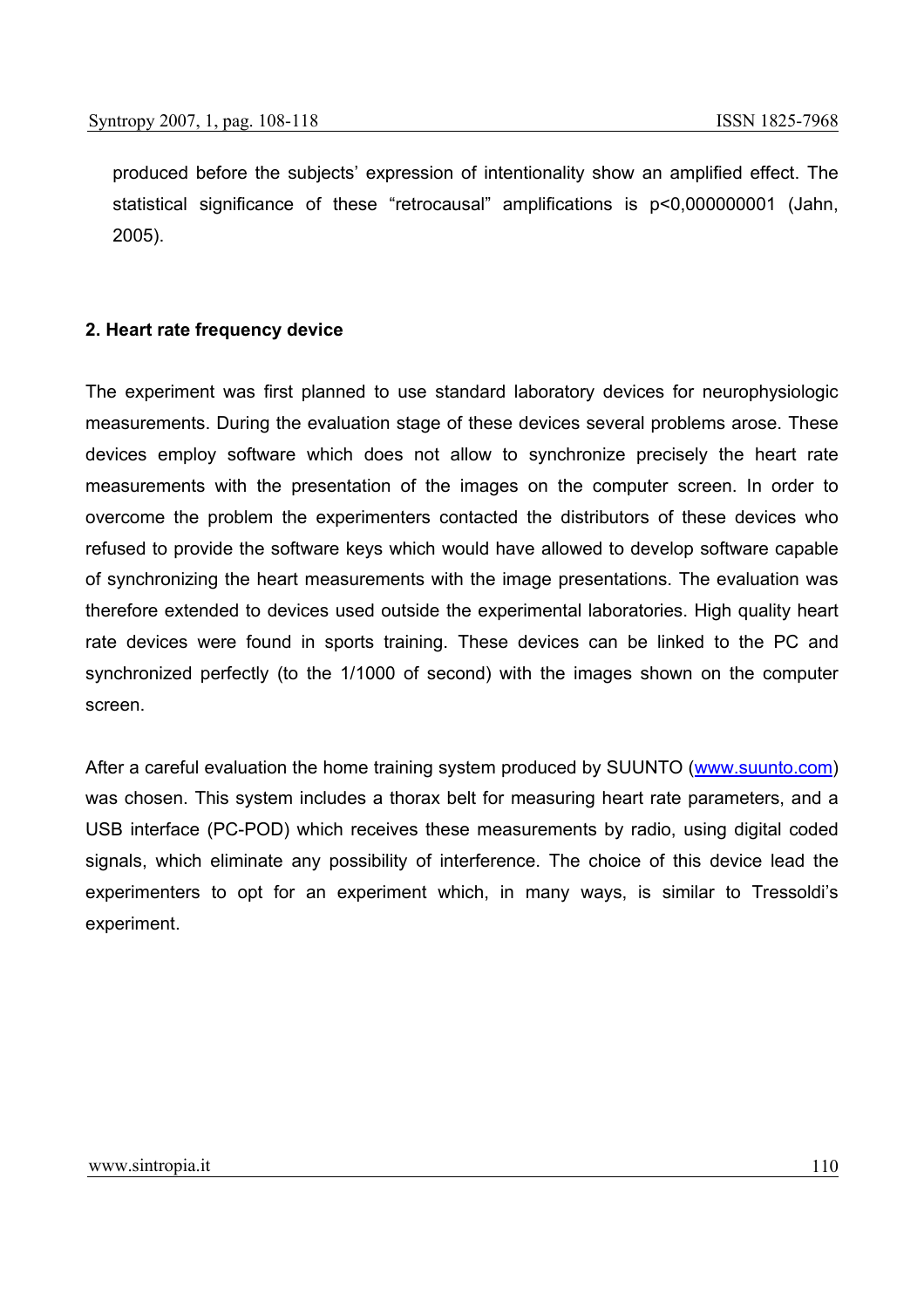produced before the subjects' expression of intentionality show an amplified effect. The statistical significance of these "retrocausal" amplifications is $p<0,000000001$ (Jahn, 2005).

**2. Heart rate frequency device**

The experiment was first planned to use standard laboratory devices for neurophysiologic measurements. During the evaluation stage of these devices several problems arose. These devices employ software which does not allow to synchronize precisely the heart rate measurements with the presentation of the images on the computer screen. In order to overcome the problem the experimenters contacted the distributors of these devices who refused to provide the software keys which would have allowed to develop software capable of synchronizing the heart measurements with the image presentations. The evaluation was therefore extended to devices used outside the experimental laboratories. High quality heart rate devices were found in sports training. These devices can be linked to the PC and synchronized perfectly (to the 1/1000 of second) with the images shown on the computer screen.

After a careful evaluation the home training system produced by SUUNTO (www.suunto.com) was chosen. This system includes a thorax belt for measuring heart rate parameters, and a USB interface (PC-POD) which receives these measurements by radio, using digital coded signals, which eliminate any possibility of interference. The choice of this device lead the experimenters to opt for an experiment which, in many ways, is similar to Tressoldi's experiment.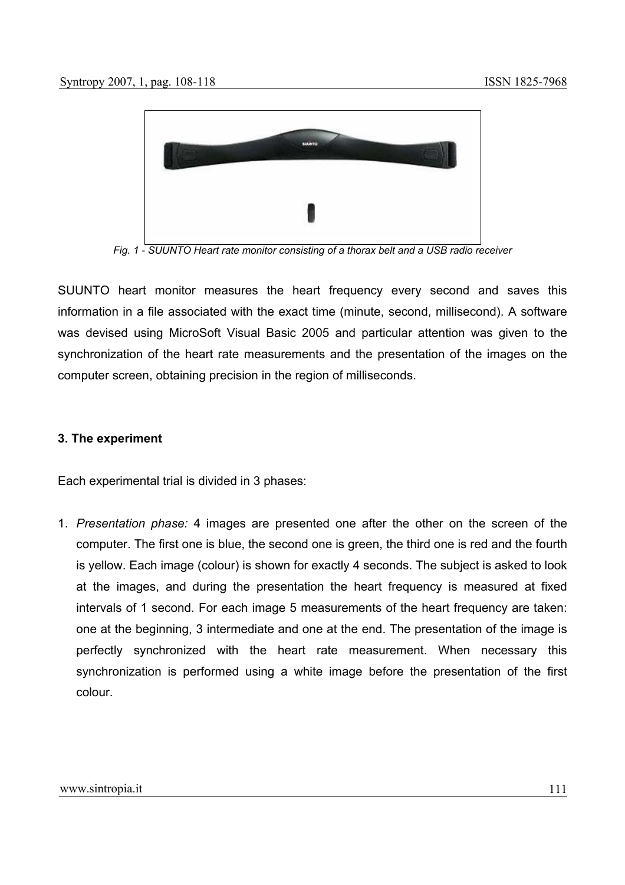*Fig. 1 - SUUNTO Heart rate monitor consisting of a thorax belt and a USB radio receiver*

SUUNTO heart monitor measures the heart frequency every second and saves this information in a file associated with the exact time (minute, second, millisecond). A software was devised using MicroSoft Visual Basic 2005 and particular attention was given to the synchronization of the heart rate measurements and the presentation of the images on the computer screen, obtaining precision in the region of milliseconds.

### 3. The experiment

Each experimental trial is divided in 3 phases:

1. *Presentation phase:* 4 images are presented one after the other on the screen of the computer. The first one is blue, the second one is green, the third one is red and the fourth is yellow. Each image (colour) is shown for exactly 4 seconds. The subject is asked to look at the images, and during the presentation the heart frequency is measured at fixed intervals of 1 second. For each image 5 measurements of the heart frequency are taken: one at the beginning, 3 intermediate and one at the end. The presentation of the image is perfectly synchronized with the heart rate measurement. When necessary this synchronization is performed using a white image before the presentation of the first colour.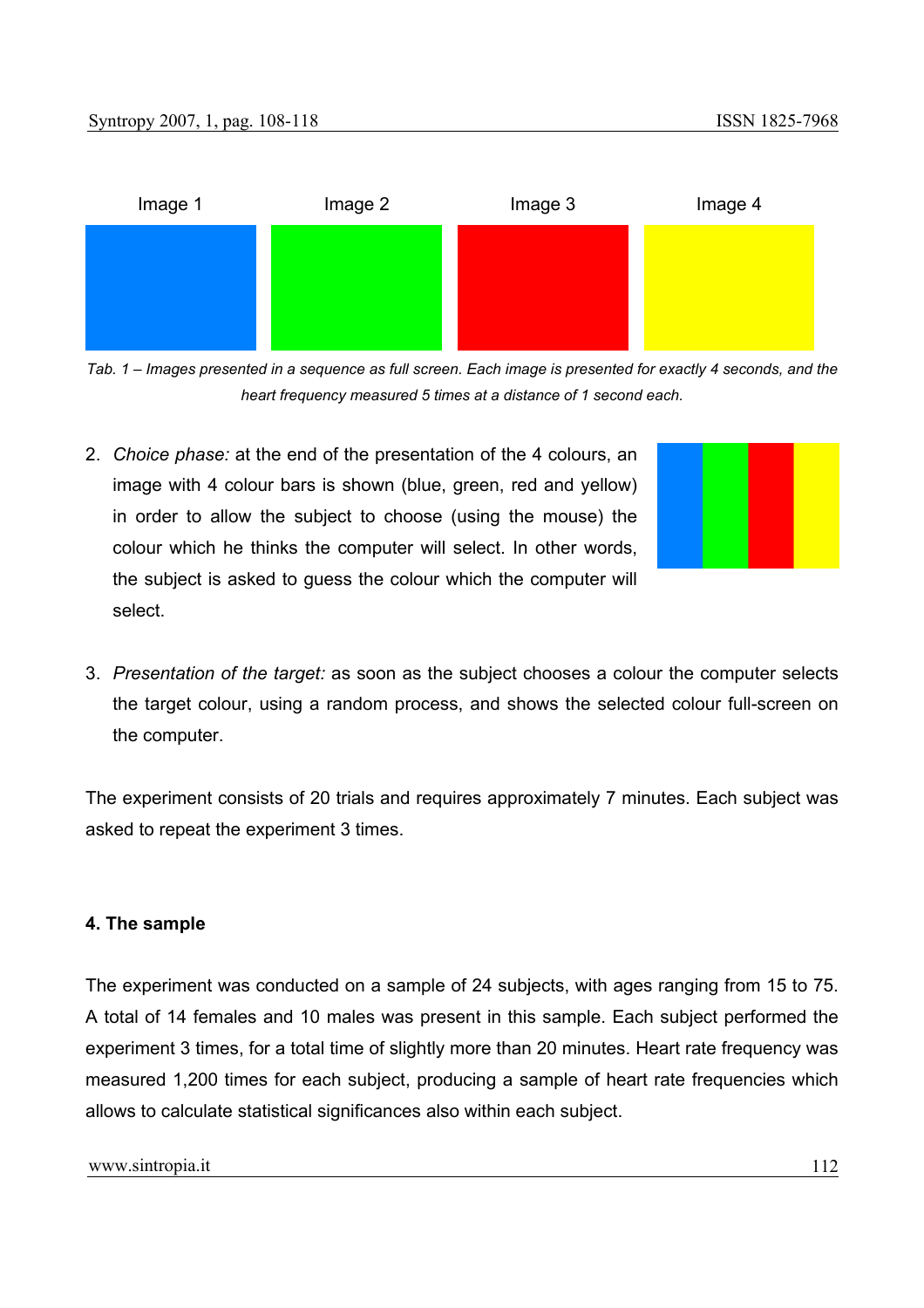| Image 1 | Image 2 | Image 3 | Image 4 |
| --- | --- | --- | --- |

*Tab. 1 – Images presented in a sequence as full screen. Each image is presented for exactly 4 seconds, and the heart frequency measured 5 times at a distance of 1 second each.*

2. *Choice phase:* at the end of the presentation of the 4 colours, an image with 4 colour bars is shown (blue, green, red and yellow) in order to allow the subject to choose (using the mouse) the colour which he thinks the computer will select. In other words, the subject is asked to guess the colour which the computer will select.

3. *Presentation of the target:* as soon as the subject chooses a colour the computer selects the target colour, using a random process, and shows the selected colour full-screen on the computer.

The experiment consists of 20 trials and requires approximately 7 minutes. Each subject was asked to repeat the experiment 3 times.

#### 4. The sample

The experiment was conducted on a sample of 24 subjects, with ages ranging from 15 to 75. A total of 14 females and 10 males was present in this sample. Each subject performed the experiment 3 times, for a total time of slightly more than 20 minutes. Heart rate frequency was measured 1,200 times for each subject, producing a sample of heart rate frequencies which allows to calculate statistical significances also within each subject.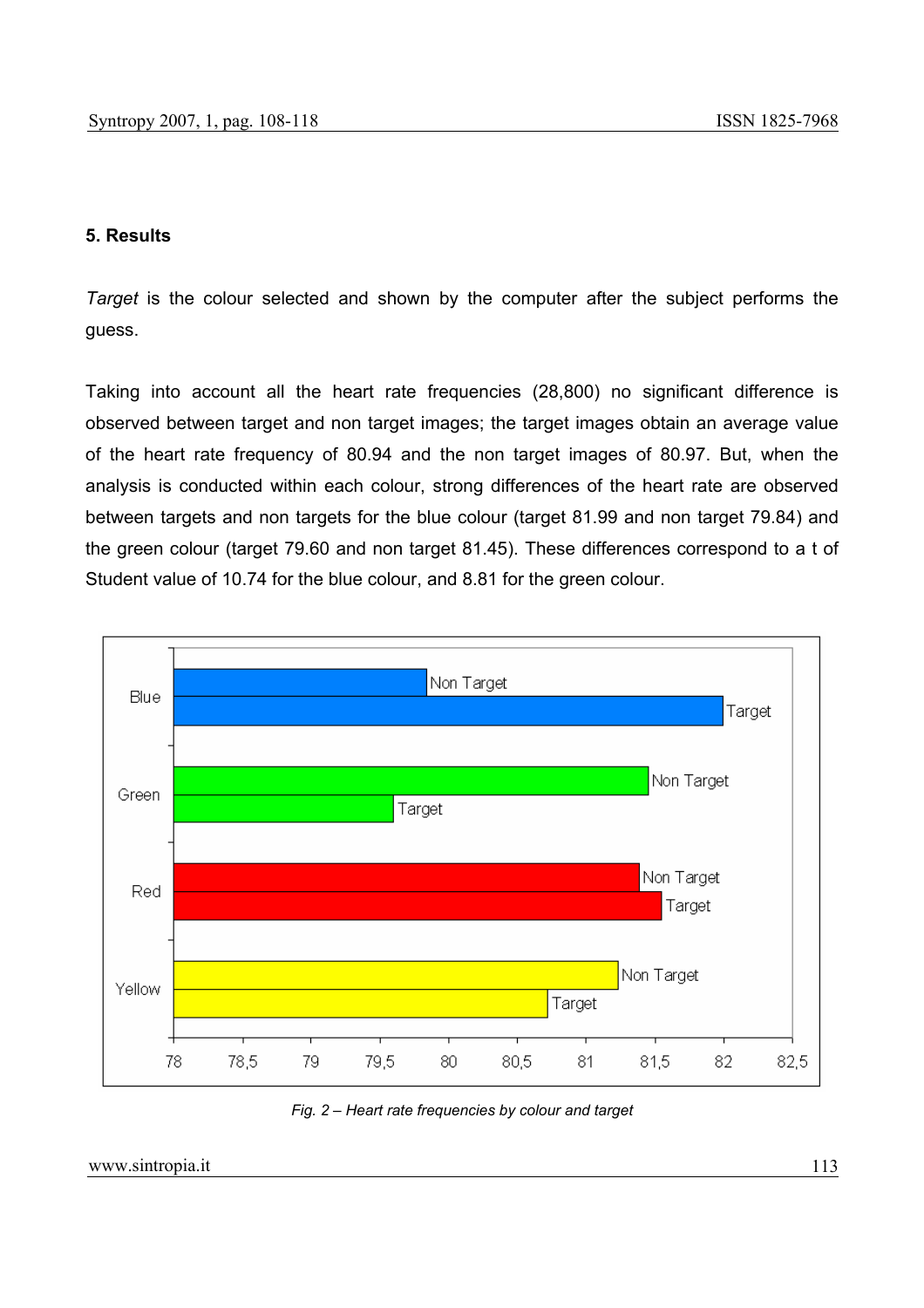## 5. Results

*Target* is the colour selected and shown by the computer after the subject performs the guess.

Taking into account all the heart rate frequencies (28,800) no significant difference is observed between target and non target images; the target images obtain an average value of the heart rate frequency of 80.94 and the non target images of 80.97. But, when the analysis is conducted within each colour, strong differences of the heart rate are observed between targets and non targets for the blue colour (target 81.99 and non target 79.84) and the green colour (target 79.60 and non target 81.45). These differences correspond to a t of Student value of 10.74 for the blue colour, and 8.81 for the green colour.

*Fig. 2 – Heart rate frequencies by colour and target*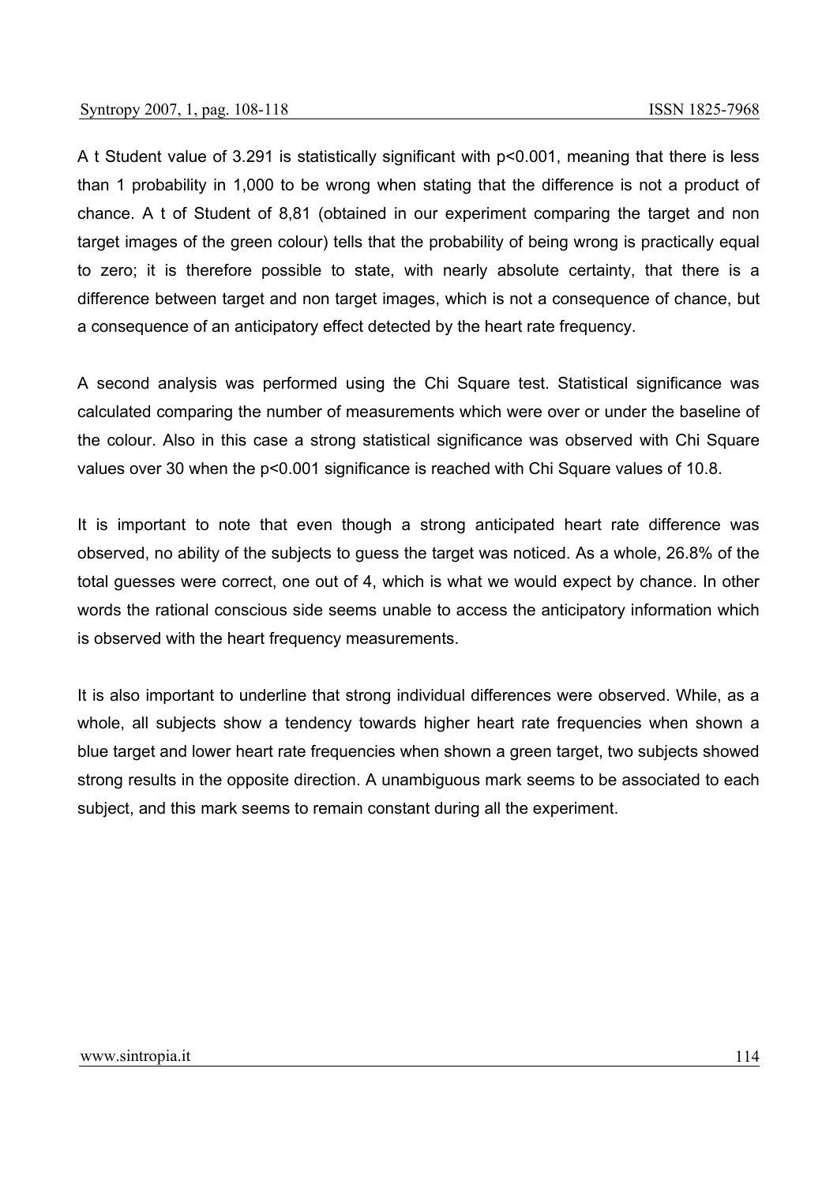A t Student value of 3.291 is statistically significant with $p<0.001$, meaning that there is less than 1 probability in 1,000 to be wrong when stating that the difference is not a product of chance. A t of Student of 8,81 (obtained in our experiment comparing the target and non target images of the green colour) tells that the probability of being wrong is practically equal to zero; it is therefore possible to state, with nearly absolute certainty, that there is a difference between target and non target images, which is not a consequence of chance, but a consequence of an anticipatory effect detected by the heart rate frequency.

A second analysis was performed using the Chi Square test. Statistical significance was calculated comparing the number of measurements which were over or under the baseline of the colour. Also in this case a strong statistical significance was observed with Chi Square values over 30 when the $p<0.001$ significance is reached with Chi Square values of 10.8.

It is important to note that even though a strong anticipated heart rate difference was observed, no ability of the subjects to guess the target was noticed. As a whole, 26.8% of the total guesses were correct, one out of 4, which is what we would expect by chance. In other words the rational conscious side seems unable to access the anticipatory information which is observed with the heart frequency measurements.

It is also important to underline that strong individual differences were observed. While, as a whole, all subjects show a tendency towards higher heart rate frequencies when shown a blue target and lower heart rate frequencies when shown a green target, two subjects showed strong results in the opposite direction. A unambiguous mark seems to be associated to each subject, and this mark seems to remain constant during all the experiment.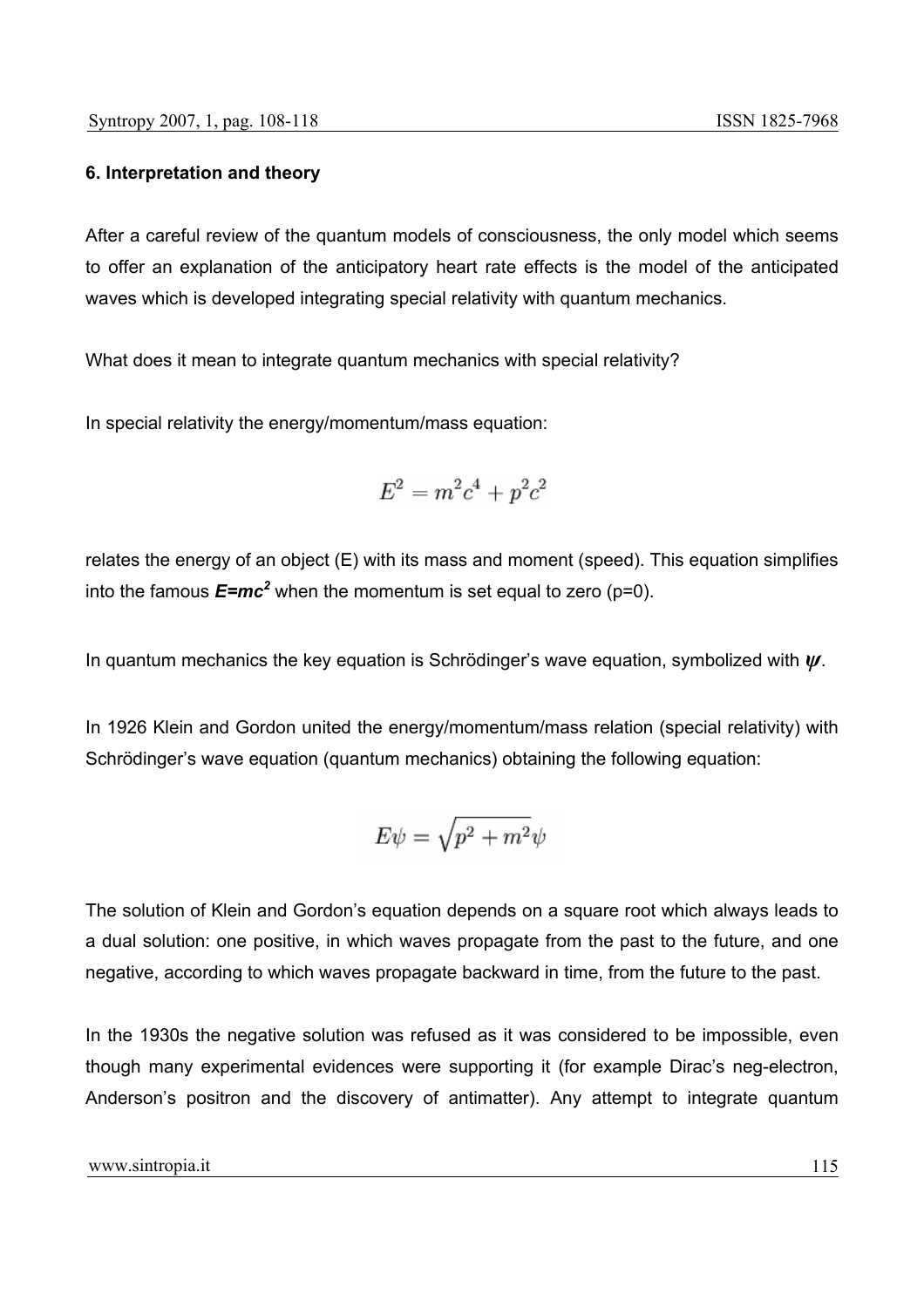#### 6. Interpretation and theory

After a careful review of the quantum models of consciousness, the only model which seems to offer an explanation of the anticipatory heart rate effects is the model of the anticipated waves which is developed integrating special relativity with quantum mechanics.

What does it mean to integrate quantum mechanics with special relativity?

In special relativity the energy/momentum/mass equation:

$$E^2 = m^2c^4 + p^2c^2$$

relates the energy of an object (E) with its mass and moment (speed). This equation simplifies into the famous ***E=mc²*** when the momentum is set equal to zero (p=0).

In quantum mechanics the key equation is Schrödinger's wave equation, symbolized with $\psi$.

In 1926 Klein and Gordon united the energy/momentum/mass relation (special relativity) with Schrödinger's wave equation (quantum mechanics) obtaining the following equation:

$$E\psi = \sqrt{p^2 + m^2}\psi$$

The solution of Klein and Gordon's equation depends on a square root which always leads to a dual solution: one positive, in which waves propagate from the past to the future, and one negative, according to which waves propagate backward in time, from the future to the past.

In the 1930s the negative solution was refused as it was considered to be impossible, even though many experimental evidences were supporting it (for example Dirac's neg-electron, Anderson's positron and the discovery of antimatter). Any attempt to integrate quantum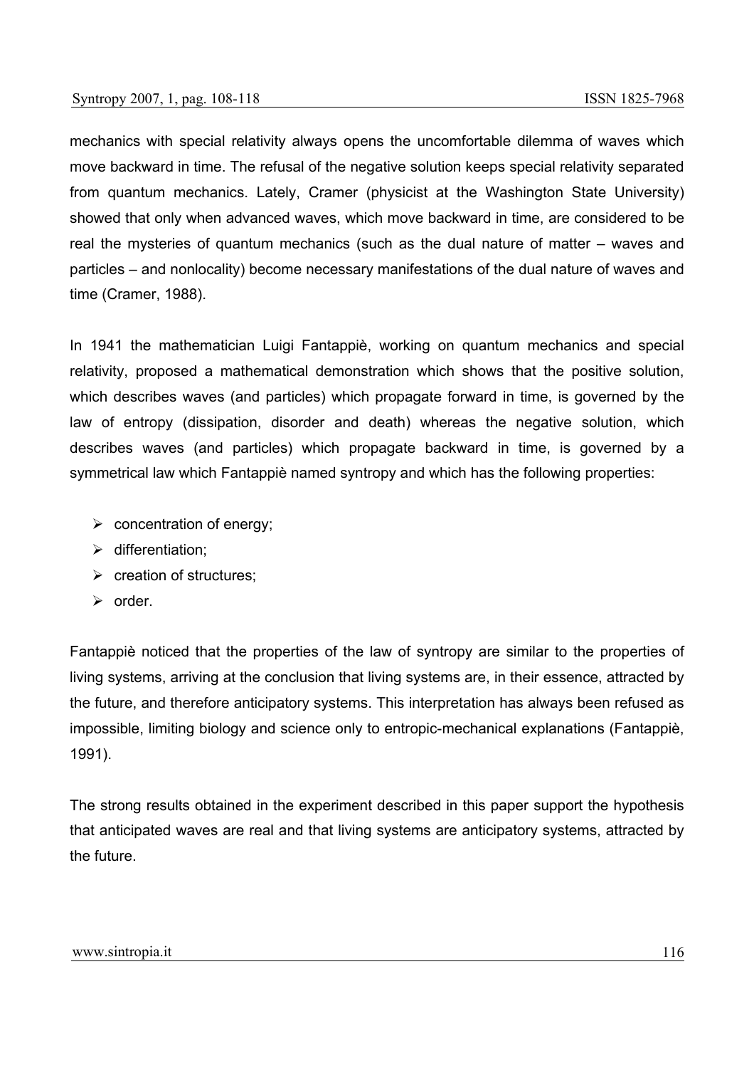mechanics with special relativity always opens the uncomfortable dilemma of waves which move backward in time. The refusal of the negative solution keeps special relativity separated from quantum mechanics. Lately, Cramer (physicist at the Washington State University) showed that only when advanced waves, which move backward in time, are considered to be real the mysteries of quantum mechanics (such as the dual nature of matter – waves and particles – and nonlocality) become necessary manifestations of the dual nature of waves and time (Cramer, 1988).

In 1941 the mathematician Luigi Fantappiè, working on quantum mechanics and special relativity, proposed a mathematical demonstration which shows that the positive solution, which describes waves (and particles) which propagate forward in time, is governed by the law of entropy (dissipation, disorder and death) whereas the negative solution, which describes waves (and particles) which propagate backward in time, is governed by a symmetrical law which Fantappiè named syntropy and which has the following properties:

- concentration of energy;
- differentiation;
- creation of structures;
- order.

Fantappiè noticed that the properties of the law of syntropy are similar to the properties of living systems, arriving at the conclusion that living systems are, in their essence, attracted by the future, and therefore anticipatory systems. This interpretation has always been refused as impossible, limiting biology and science only to entropic-mechanical explanations (Fantappiè, 1991).

The strong results obtained in the experiment described in this paper support the hypothesis that anticipated waves are real and that living systems are anticipatory systems, attracted by the future.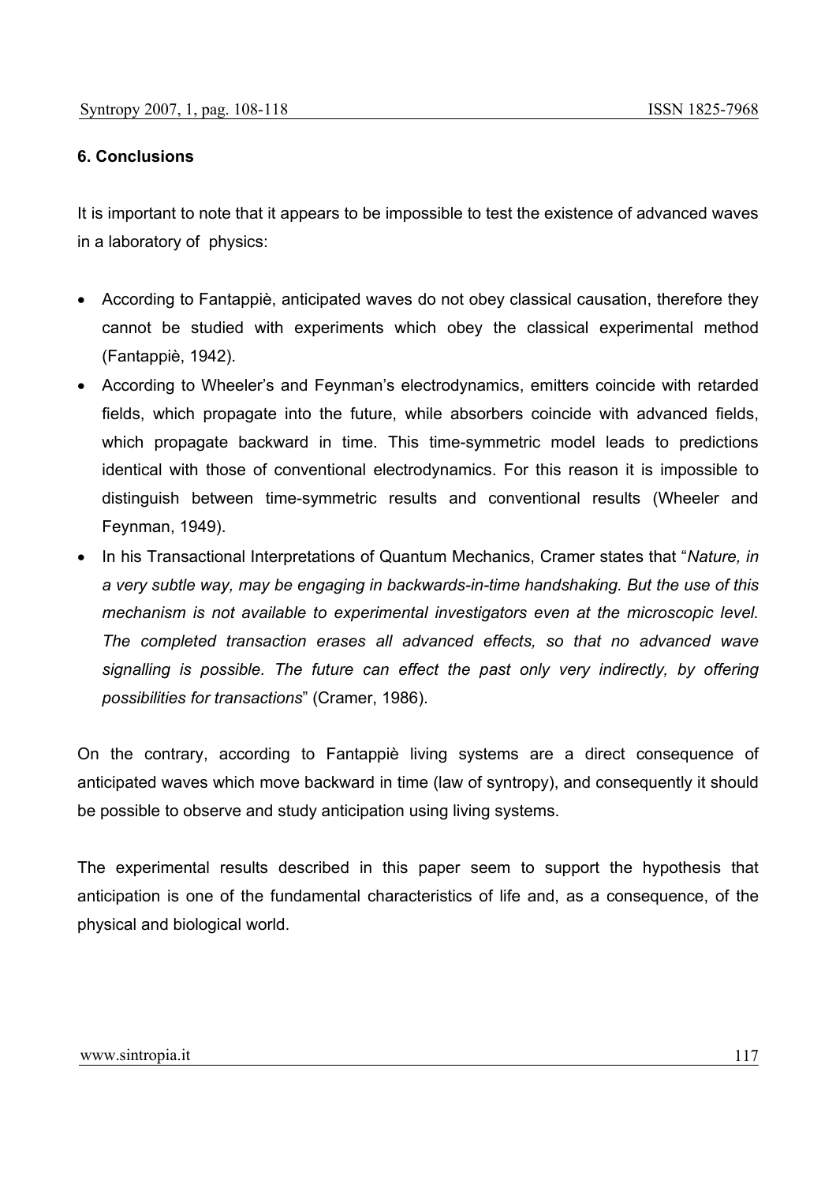**6. Conclusions**

It is important to note that it appears to be impossible to test the existence of advanced waves in a laboratory of physics:

- According to Fantappiè, anticipated waves do not obey classical causation, therefore they cannot be studied with experiments which obey the classical experimental method (Fantappiè, 1942).
- According to Wheeler's and Feynman's electrodynamics, emitters coincide with retarded fields, which propagate into the future, while absorbers coincide with advanced fields, which propagate backward in time. This time-symmetric model leads to predictions identical with those of conventional electrodynamics. For this reason it is impossible to distinguish between time-symmetric results and conventional results (Wheeler and Feynman, 1949).
- In his Transactional Interpretations of Quantum Mechanics, Cramer states that "*Nature, in a very subtle way, may be engaging in backwards-in-time handshaking. But the use of this mechanism is not available to experimental investigators even at the microscopic level. The completed transaction erases all advanced effects, so that no advanced wave signalling is possible. The future can effect the past only very indirectly, by offering possibilities for transactions*" (Cramer, 1986).

On the contrary, according to Fantappiè living systems are a direct consequence of anticipated waves which move backward in time (law of syntropy), and consequently it should be possible to observe and study anticipation using living systems.

The experimental results described in this paper seem to support the hypothesis that anticipation is one of the fundamental characteristics of life and, as a consequence, of the physical and biological world.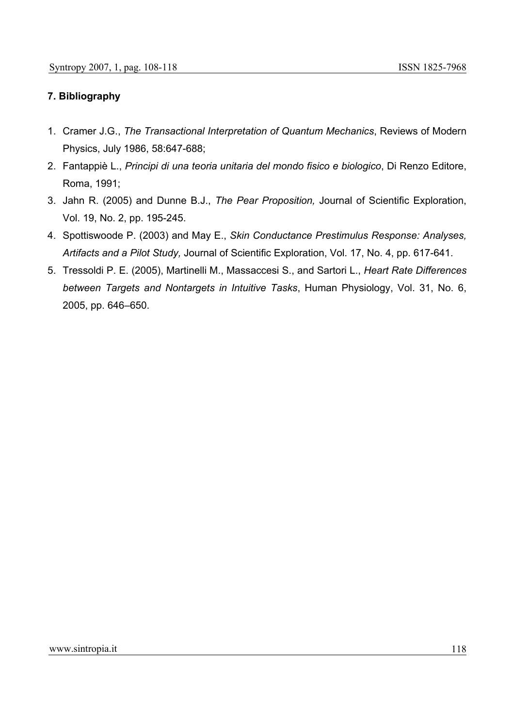## 7. Bibliography

1. Cramer J.G., *The Transactional Interpretation of Quantum Mechanics*, Reviews of Modern Physics, July 1986, 58:647-688;
2. Fantappiè L., *Principi di una teoria unitaria del mondo fisico e biologico*, Di Renzo Editore, Roma, 1991;
3. Jahn R. (2005) and Dunne B.J., *The Pear Proposition,* Journal of Scientific Exploration, Vol. 19, No. 2, pp. 195-245.
4. Spottiswoode P. (2003) and May E., *Skin Conductance Prestimulus Response: Analyses, Artifacts and a Pilot Study,* Journal of Scientific Exploration, Vol. 17, No. 4, pp. 617-641.
5. Tressoldi P. E. (2005), Martinelli M., Massaccesi S., and Sartori L., *Heart Rate Differences between Targets and Nontargets in Intuitive Tasks*, Human Physiology, Vol. 31, No. 6, 2005, pp. 646–650.